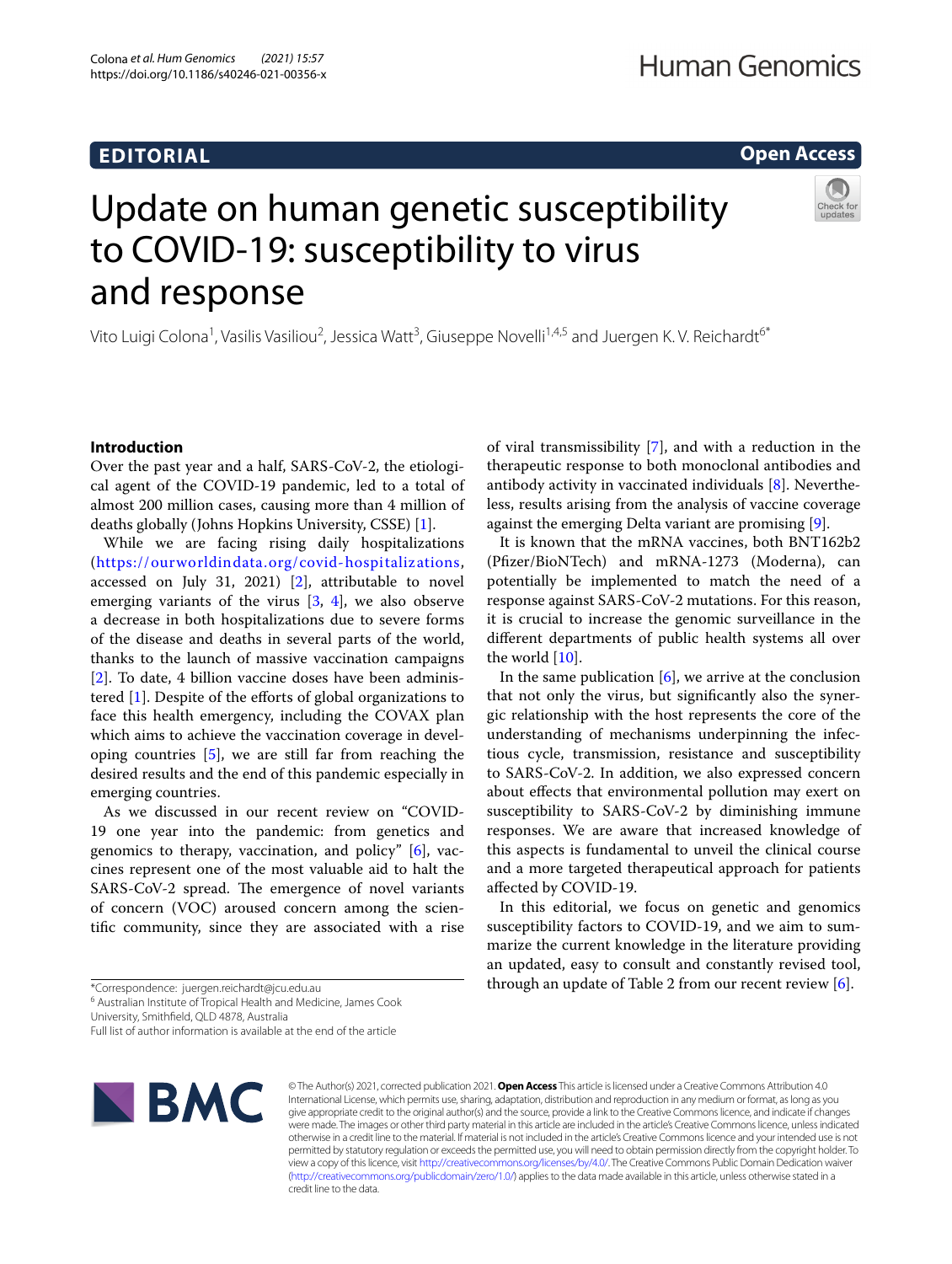EDITORIAL

Open Access

# Update on human genetic susceptibility to COVID-19: susceptibility to virus and response

Vito Luigi Colona[1], Vasilis Vasiliou[2], Jessica Watt[3], Giuseppe Novelli[1,4,5] and Juergen K. V. Reichardt[6*]

## Introduction

Over the past year and a half, SARS-CoV-2, the etiological agent of the COVID-19 pandemic, led to a total of almost 200 million cases, causing more than 4 million of deaths globally (Johns Hopkins University, CSSE) [1].

While we are facing rising daily hospitalizations (https://ourworldindata.org/covid-hospitalizations, accessed on July 31, 2021) [2], attributable to novel emerging variants of the virus [3, 4], we also observe a decrease in both hospitalizations due to severe forms of the disease and deaths in several parts of the world, thanks to the launch of massive vaccination campaigns [2]. To date, 4 billion vaccine doses have been administered [1]. Despite of the efforts of global organizations to face this health emergency, including the COVAX plan which aims to achieve the vaccination coverage in developing countries [5], we are still far from reaching the desired results and the end of this pandemic especially in emerging countries.

As we discussed in our recent review on "COVID-19 one year into the pandemic: from genetics and genomics to therapy, vaccination, and policy" [6], vaccines represent one of the most valuable aid to halt the SARS-CoV-2 spread. The emergence of novel variants of concern (VOC) aroused concern among the scientific community, since they are associated with a rise of viral transmissibility [7], and with a reduction in the therapeutic response to both monoclonal antibodies and antibody activity in vaccinated individuals [8]. Nevertheless, results arising from the analysis of vaccine coverage against the emerging Delta variant are promising [9].

It is known that the mRNA vaccines, both BNT162b2 (Pfizer/BioNTech) and mRNA-1273 (Moderna), can potentially be implemented to match the need of a response against SARS-CoV-2 mutations. For this reason, it is crucial to increase the genomic surveillance in the different departments of public health systems all over the world [10].

In the same publication [6], we arrive at the conclusion that not only the virus, but significantly also the synergic relationship with the host represents the core of the understanding of mechanisms underpinning the infectious cycle, transmission, resistance and susceptibility to SARS-CoV-2. In addition, we also expressed concern about effects that environmental pollution may exert on susceptibility to SARS-CoV-2 by diminishing immune responses. We are aware that increased knowledge of this aspects is fundamental to unveil the clinical course and a more targeted therapeutical approach for patients affected by COVID-19.

In this editorial, we focus on genetic and genomics susceptibility factors to COVID-19, and we aim to summarize the current knowledge in the literature providing an updated, easy to consult and constantly revised tool, through an update of Table 2 from our recent review [6].

*Correspondence: juergen.reichardt@jcu.edu.au
[6] Australian Institute of Tropical Health and Medicine, James Cook University, Smithfield, QLD 4878, Australia
Full list of author information is available at the end of the article

© The Author(s) 2021, corrected publication 2021. **Open Access** This article is licensed under a Creative Commons Attribution 4.0 International License, which permits use, sharing, adaptation, distribution and reproduction in any medium or format, as long as you give appropriate credit to the original author(s) and the source, provide a link to the Creative Commons licence, and indicate if changes were made. The images or other third party material in this article are included in the article's Creative Commons licence, unless indicated otherwise in a credit line to the material. If material is not included in the article's Creative Commons licence and your intended use is not permitted by statutory regulation or exceeds the permitted use, you will need to obtain permission directly from the copyright holder. To view a copy of this licence, visit http://creativecommons.org/licenses/by/4.0/. The Creative Commons Public Domain Dedication waiver (http://creativecommons.org/publicdomain/zero/1.0/) applies to the data made available in this article, unless otherwise stated in a credit line to the data.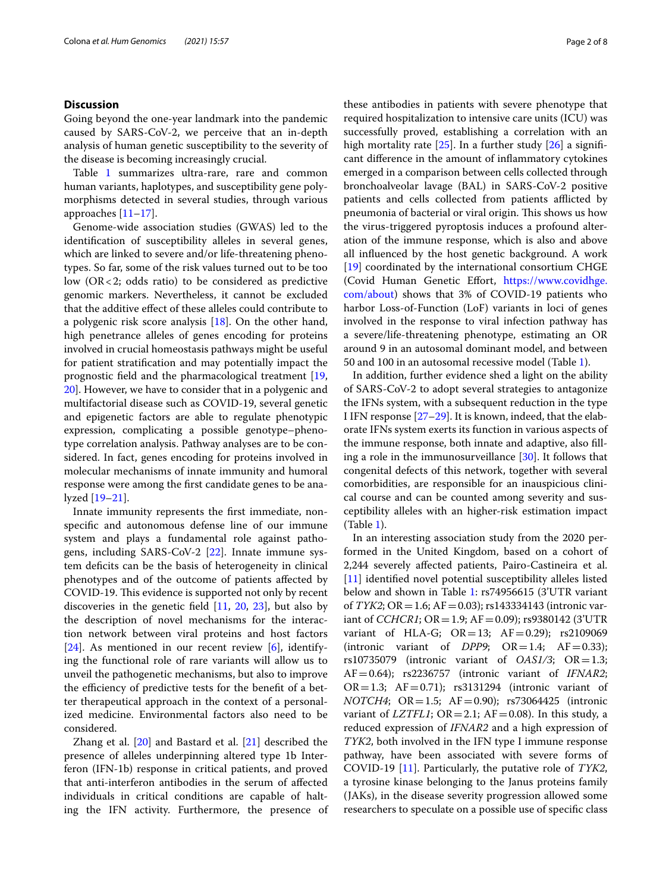## Discussion

Going beyond the one-year landmark into the pandemic caused by SARS-CoV-2, we perceive that an in-depth analysis of human genetic susceptibility to the severity of the disease is becoming increasingly crucial.

Table 1 summarizes ultra-rare, rare and common human variants, haplotypes, and susceptibility gene polymorphisms detected in several studies, through various approaches [11–17].

Genome-wide association studies (GWAS) led to the identification of susceptibility alleles in several genes, which are linked to severe and/or life-threatening phenotypes. So far, some of the risk values turned out to be too low (OR < 2; odds ratio) to be considered as predictive genomic markers. Nevertheless, it cannot be excluded that the additive effect of these alleles could contribute to a polygenic risk score analysis [18]. On the other hand, high penetrance alleles of genes encoding for proteins involved in crucial homeostasis pathways might be useful for patient stratification and may potentially impact the prognostic field and the pharmacological treatment [19, 20]. However, we have to consider that in a polygenic and multifactorial disease such as COVID-19, several genetic and epigenetic factors are able to regulate phenotypic expression, complicating a possible genotype–phenotype correlation analysis. Pathway analyses are to be considered. In fact, genes encoding for proteins involved in molecular mechanisms of innate immunity and humoral response were among the first candidate genes to be analyzed [19–21].

Innate immunity represents the first immediate, non-specific and autonomous defense line of our immune system and plays a fundamental role against pathogens, including SARS-CoV-2 [22]. Innate immune system deficits can be the basis of heterogeneity in clinical phenotypes and of the outcome of patients affected by COVID-19. This evidence is supported not only by recent discoveries in the genetic field [11, 20, 23], but also by the description of novel mechanisms for the interaction network between viral proteins and host factors [24]. As mentioned in our recent review [6], identifying the functional role of rare variants will allow us to unveil the pathogenetic mechanisms, but also to improve the efficiency of predictive tests for the benefit of a better therapeutical approach in the context of a personalized medicine. Environmental factors also need to be considered.

Zhang et al. [20] and Bastard et al. [21] described the presence of alleles underpinning altered type 1b Interferon (IFN-1b) response in critical patients, and proved that anti-interferon antibodies in the serum of affected individuals in critical conditions are capable of halting the IFN activity. Furthermore, the presence of these antibodies in patients with severe phenotype that required hospitalization to intensive care units (ICU) was successfully proved, establishing a correlation with an high mortality rate [25]. In a further study [26] a significant difference in the amount of inflammatory cytokines emerged in a comparison between cells collected through bronchoalveolar lavage (BAL) in SARS-CoV-2 positive patients and cells collected from patients afflicted by pneumonia of bacterial or viral origin. This shows us how the virus-triggered pyroptosis induces a profound alteration of the immune response, which is also and above all influenced by the host genetic background. A work [19] coordinated by the international consortium CHGE (Covid Human Genetic Effort, https://www.covidhge.com/about) shows that 3% of COVID-19 patients who harbor Loss-of-Function (LoF) variants in loci of genes involved in the response to viral infection pathway has a severe/life-threatening phenotype, estimating an OR around 9 in an autosomal dominant model, and between 50 and 100 in an autosomal recessive model (Table 1).

In addition, further evidence shed a light on the ability of SARS-CoV-2 to adopt several strategies to antagonize the IFNs system, with a subsequent reduction in the type I IFN response [27–29]. It is known, indeed, that the elaborate IFNs system exerts its function in various aspects of the immune response, both innate and adaptive, also filling a role in the immunosurveillance [30]. It follows that congenital defects of this network, together with several comorbidities, are responsible for an inauspicious clinical course and can be counted among severity and susceptibility alleles with an higher-risk estimation impact (Table 1).

In an interesting association study from the 2020 performed in the United Kingdom, based on a cohort of 2,244 severely affected patients, Pairo-Castineira et al. [11] identified novel potential susceptibility alleles listed below and shown in Table 1: rs74956615 (3'UTR variant of *TYK2*; OR = 1.6; AF = 0.03); rs143334143 (intronic variant of *CCHCR1*; OR = 1.9; AF = 0.09); rs9380142 (3'UTR variant of HLA-G; OR = 13; AF = 0.29); rs2109069 (intronic variant of *DPP9*; OR = 1.4; AF = 0.33); rs10735079 (intronic variant of *OAS1/3*; OR = 1.3; AF = 0.64); rs2236757 (intronic variant of *IFNAR2*; OR = 1.3; AF = 0.71); rs3131294 (intronic variant of *NOTCH4*; OR = 1.5; AF = 0.90); rs73064425 (intronic variant of *LZTFL1*; OR = 2.1; AF = 0.08). In this study, a reduced expression of *IFNAR2* and a high expression of *TYK2*, both involved in the IFN type I immune response pathway, have been associated with severe forms of COVID-19 [11]. Particularly, the putative role of *TYK2*, a tyrosine kinase belonging to the Janus proteins family (JAKs), in the disease severity progression allowed some researchers to speculate on a possible use of specific class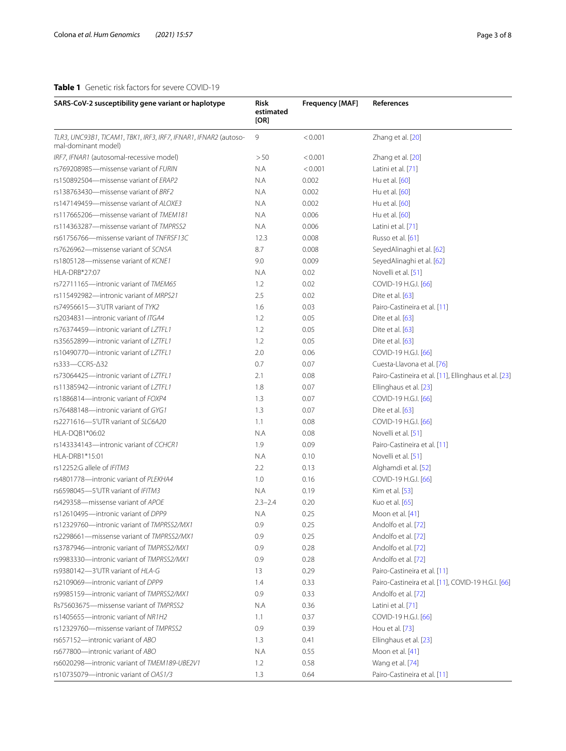**Table 1** Genetic risk factors for severe COVID-19

| SARS-CoV-2 susceptibility gene variant or haplotype | Risk estimated [OR] | Frequency [MAF] | References |
|---|---|---|---|
| *TLR3*, *UNC93B1*, *TICAM1*, *TBK1*, *IRF3*, *IRF7*, *IFNAR1*, *IFNAR2* (autosomal-dominant model) | 9 | < 0.001 | Zhang et al. [20] |
| *IRF7*, *IFNAR1* (autosomal-recessive model) | > 50 | < 0.001 | Zhang et al. [20] |
| rs769208985—missense variant of *FURIN* | N.A | < 0.001 | Latini et al. [71] |
| rs150892504—missense variant of *ERAP2* | N.A | 0.002 | Hu et al. [60] |
| rs138763430—missense variant of *BRF2* | N.A | 0.002 | Hu et al. [60] |
| rs147149459—missense variant of *ALOXE3* | N.A | 0.002 | Hu et al. [60] |
| rs117665206—missense variant of *TMEM181* | N.A | 0.006 | Hu et al. [60] |
| rs114363287—missense variant of *TMPRSS2* | N.A | 0.006 | Latini et al. [71] |
| rs61756766—missense variant of *TNFRSF13C* | 12.3 | 0.008 | Russo et al. [61] |
| rs7626962—missense variant of *SCN5A* | 8.7 | 0.008 | SeyedAlinaghi et al. [62] |
| rs1805128—missense variant of *KCNE1* | 9.0 | 0.009 | SeyedAlinaghi et al. [62] |
| HLA-DRB*27:07 | N.A | 0.02 | Novelli et al. [51] |
| rs72711165—intronic variant of *TMEM65* | 1.2 | 0.02 | COVID-19 H.G.I. [66] |
| rs115492982—intronic variant of *MRPS21* | 2.5 | 0.02 | Dite et al. [63] |
| rs74956615—3′UTR variant of *TYK2* | 1.6 | 0.03 | Pairo-Castineira et al. [11] |
| rs2034831—intronic variant of *ITGA4* | 1.2 | 0.05 | Dite et al. [63] |
| rs76374459—intronic variant of *LZTFL1* | 1.2 | 0.05 | Dite et al. [63] |
| rs35652899—intronic variant of *LZTFL1* | 1.2 | 0.05 | Dite et al. [63] |
| rs10490770—intronic variant of *LZTFL1* | 2.0 | 0.06 | COVID-19 H.G.I. [66] |
| rs333—CCR5-Δ32 | 0.7 | 0.07 | Cuesta-Llavona et al. [76] |
| rs73064425—intronic variant of *LZTFL1* | 2.1 | 0.08 | Pairo-Castineira et al. [11], Ellinghaus et al. [23] |
| rs11385942—intronic variant of *LZTFL1* | 1.8 | 0.07 | Ellinghaus et al. [23] |
| rs1886814—intronic variant of *FOXP4* | 1.3 | 0.07 | COVID-19 H.G.I. [66] |
| rs76488148—intronic variant of *GYG1* | 1.3 | 0.07 | Dite et al. [63] |
| rs2271616—5′UTR variant of *SLC6A20* | 1.1 | 0.08 | COVID-19 H.G.I. [66] |
| HLA-DQB1*06:02 | N.A | 0.08 | Novelli et al. [51] |
| rs143334143—intronic variant of *CCHCR1* | 1.9 | 0.09 | Pairo-Castineira et al. [11] |
| HLA-DRB1*15:01 | N.A | 0.10 | Novelli et al. [51] |
| rs12252:G allele of *IFITM3* | 2.2 | 0.13 | Alghamdi et al. [52] |
| rs4801778—intronic variant of *PLEKHA4* | 1.0 | 0.16 | COVID-19 H.G.I. [66] |
| rs6598045—5′UTR variant of *IFITM3* | N.A | 0.19 | Kim et al. [53] |
| rs429358—missense variant of *APOE* | 2.3–2.4 | 0.20 | Kuo et al. [65] |
| rs12610495—intronic variant of *DPP9* | N.A | 0.25 | Moon et al. [41] |
| rs12329760—intronic variant of *TMPRSS2/MX1* | 0.9 | 0.25 | Andolfo et al. [72] |
| rs2298661—missense variant of *TMPRSS2/MX1* | 0.9 | 0.25 | Andolfo et al. [72] |
| rs3787946—intronic variant of *TMPRSS2/MX1* | 0.9 | 0.28 | Andolfo et al. [72] |
| rs9983330—intronic variant of *TMPRSS2/MX1* | 0.9 | 0.28 | Andolfo et al. [72] |
| rs9380142—3′UTR variant of *HLA-G* | 13 | 0.29 | Pairo-Castineira et al. [11] |
| rs2109069—intronic variant of *DPP9* | 1.4 | 0.33 | Pairo-Castineira et al. [11], COVID-19 H.G.I. [66] |
| rs9985159—intronic variant of *TMPRSS2/MX1* | 0.9 | 0.33 | Andolfo et al. [72] |
| Rs75603675—missense variant of *TMPRSS2* | N.A | 0.36 | Latini et al. [71] |
| rs1405655—intronic variant of *NR1H2* | 1.1 | 0.37 | COVID-19 H.G.I. [66] |
| rs12329760—missense variant of *TMPRSS2* | 0.9 | 0.39 | Hou et al. [73] |
| rs657152—intronic variant of *ABO* | 1.3 | 0.41 | Ellinghaus et al. [23] |
| rs677800—intronic variant of *ABO* | N.A | 0.55 | Moon et al. [41] |
| rs6020298—intronic variant of *TMEM189-UBE2V1* | 1.2 | 0.58 | Wang et al. [74] |
| rs10735079—intronic variant of *OAS1/3* | 1.3 | 0.64 | Pairo-Castineira et al. [11] |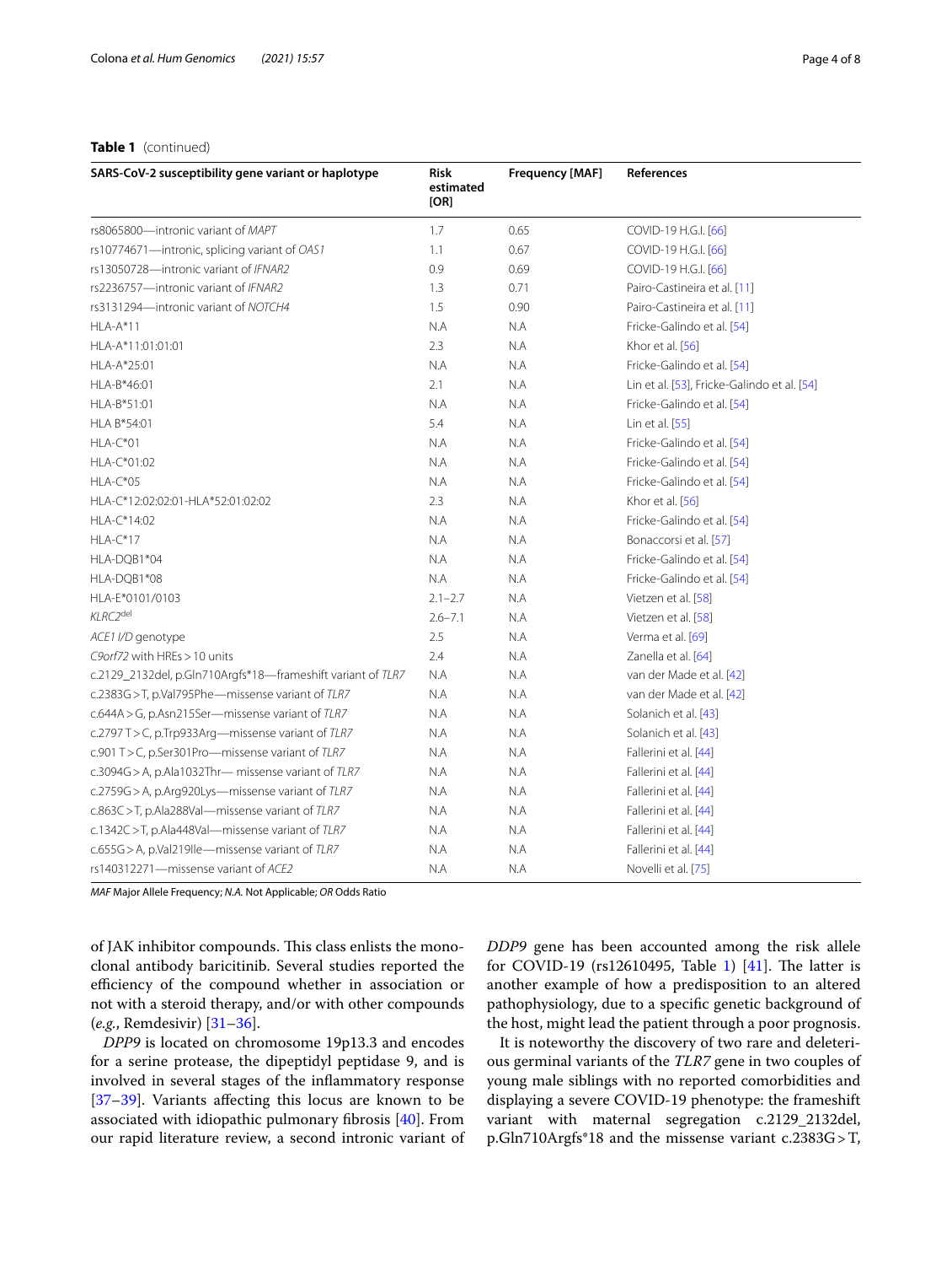**Table 1** (continued)

| SARS-CoV-2 susceptibility gene variant or haplotype | Risk estimated [OR] | Frequency [MAF] | References |
|---|---|---|---|
| rs8065800—intronic variant of *MAPT* | 1.7 | 0.65 | COVID-19 H.G.I. [66] |
| rs10774671—intronic, splicing variant of *OAS1* | 1.1 | 0.67 | COVID-19 H.G.I. [66] |
| rs13050728—intronic variant of *IFNAR2* | 0.9 | 0.69 | COVID-19 H.G.I. [66] |
| rs2236757—intronic variant of *IFNAR2* | 1.3 | 0.71 | Pairo-Castineira et al. [11] |
| rs3131294—intronic variant of *NOTCH4* | 1.5 | 0.90 | Pairo-Castineira et al. [11] |
| HLA-A*11 | N.A | N.A | Fricke-Galindo et al. [54] |
| HLA-A*11:01:01:01 | 2.3 | N.A | Khor et al. [56] |
| HLA-A*25:01 | N.A | N.A | Fricke-Galindo et al. [54] |
| HLA-B*46:01 | 2.1 | N.A | Lin et al. [53], Fricke-Galindo et al. [54] |
| HLA-B*51:01 | N.A | N.A | Fricke-Galindo et al. [54] |
| HLA B*54:01 | 5.4 | N.A | Lin et al. [55] |
| HLA-C*01 | N.A | N.A | Fricke-Galindo et al. [54] |
| HLA-C*01:02 | N.A | N.A | Fricke-Galindo et al. [54] |
| HLA-C*05 | N.A | N.A | Fricke-Galindo et al. [54] |
| HLA-C*12:02:02:01-HLA*52:01:02:02 | 2.3 | N.A | Khor et al. [56] |
| HLA-C*14:02 | N.A | N.A | Fricke-Galindo et al. [54] |
| HLA-C*17 | N.A | N.A | Bonaccorsi et al. [57] |
| HLA-DQB1*04 | N.A | N.A | Fricke-Galindo et al. [54] |
| HLA-DQB1*08 | N.A | N.A | Fricke-Galindo et al. [54] |
| HLA-E*0101/0103 | 2.1–2.7 | N.A | Vietzen et al. [58] |
| *KLRC2*[del] | 2.6–7.1 | N.A | Vietzen et al. [58] |
| *ACE1 I/D* genotype | 2.5 | N.A | Verma et al. [69] |
| *C9orf72* with HREs > 10 units | 2.4 | N.A | Zanella et al. [64] |
| c.2129_2132del, p.Gln710Argfs*18—frameshift variant of *TLR7* | N.A | N.A | van der Made et al. [42] |
| c.2383G > T, p.Val795Phe—missense variant of *TLR7* | N.A | N.A | van der Made et al. [42] |
| c.644A > G, p.Asn215Ser—missense variant of *TLR7* | N.A | N.A | Solanich et al. [43] |
| c.2797 T > C, p.Trp933Arg—missense variant of *TLR7* | N.A | N.A | Solanich et al. [43] |
| c.901 T > C, p.Ser301Pro—missense variant of *TLR7* | N.A | N.A | Fallerini et al. [44] |
| c.3094G > A, p.Ala1032Thr— missense variant of *TLR7* | N.A | N.A | Fallerini et al. [44] |
| c.2759G > A, p.Arg920Lys—missense variant of *TLR7* | N.A | N.A | Fallerini et al. [44] |
| c.863C > T, p.Ala288Val—missense variant of *TLR7* | N.A | N.A | Fallerini et al. [44] |
| c.1342C > T, p.Ala448Val—missense variant of *TLR7* | N.A | N.A | Fallerini et al. [44] |
| c.655G > A, p.Val219Ile—missense variant of *TLR7* | N.A | N.A | Fallerini et al. [44] |
| rs140312271—missense variant of *ACE2* | N.A | N.A | Novelli et al. [75] |

*MAF* Major Allele Frequency; *N.A.* Not Applicable; *OR* Odds Ratio

of JAK inhibitor compounds. This class enlists the monoclonal antibody baricitinib. Several studies reported the efficiency of the compound whether in association or not with a steroid therapy, and/or with other compounds (*e.g.*, Remdesivir) [31–36].

*DPP9* is located on chromosome 19p13.3 and encodes for a serine protease, the dipeptidyl peptidase 9, and is involved in several stages of the inflammatory response [37–39]. Variants affecting this locus are known to be associated with idiopathic pulmonary fibrosis [40]. From our rapid literature review, a second intronic variant of *DDP9* gene has been accounted among the risk allele for COVID-19 (rs12610495, Table 1) [41]. The latter is another example of how a predisposition to an altered pathophysiology, due to a specific genetic background of the host, might lead the patient through a poor prognosis.

It is noteworthy the discovery of two rare and deleterious germinal variants of the *TLR7* gene in two couples of young male siblings with no reported comorbidities and displaying a severe COVID-19 phenotype: the frameshift variant with maternal segregation c.2129_2132del, p.Gln710Argfs*18 and the missense variant c.2383G > T,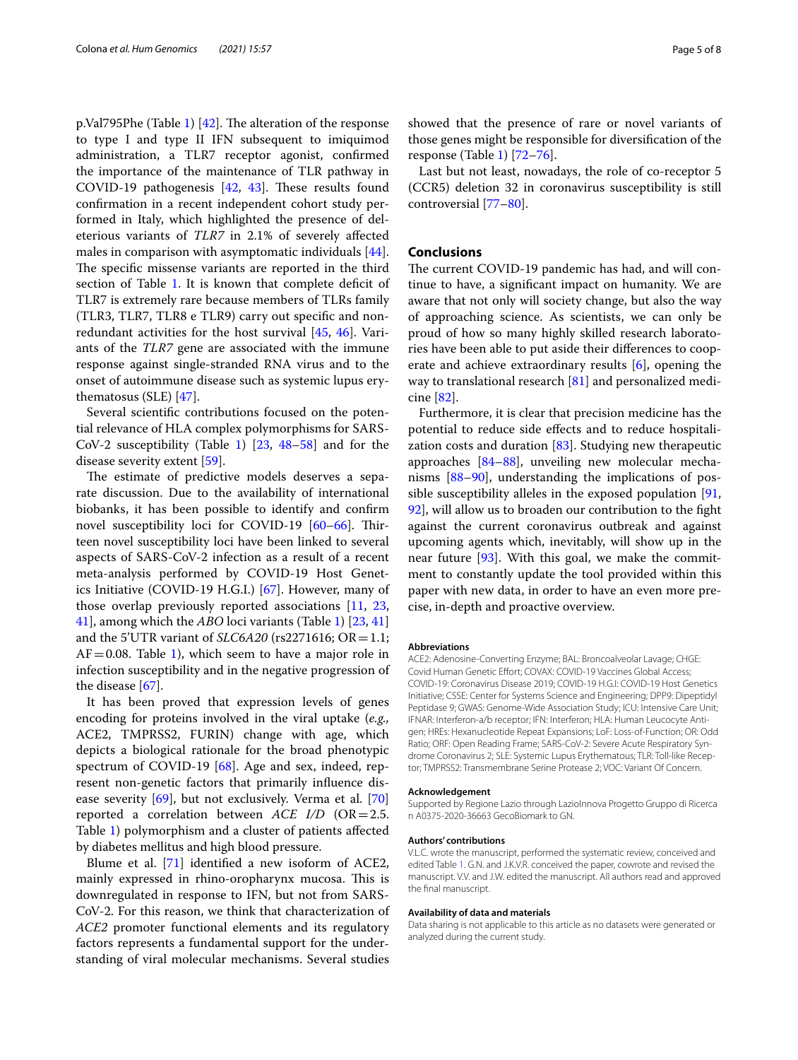p.Val795Phe (Table 1) [42]. The alteration of the response to type I and type II IFN subsequent to imiquimod administration, a TLR7 receptor agonist, confirmed the importance of the maintenance of TLR pathway in COVID-19 pathogenesis [42, 43]. These results found confirmation in a recent independent cohort study performed in Italy, which highlighted the presence of deleterious variants of *TLR7* in 2.1% of severely affected males in comparison with asymptomatic individuals [44]. The specific missense variants are reported in the third section of Table 1. It is known that complete deficit of TLR7 is extremely rare because members of TLRs family (TLR3, TLR7, TLR8 e TLR9) carry out specific and non-redundant activities for the host survival [45, 46]. Variants of the *TLR7* gene are associated with the immune response against single-stranded RNA virus and to the onset of autoimmune disease such as systemic lupus erythematosus (SLE) [47].

Several scientific contributions focused on the potential relevance of HLA complex polymorphisms for SARS-CoV-2 susceptibility (Table 1) [23, 48–58] and for the disease severity extent [59].

The estimate of predictive models deserves a separate discussion. Due to the availability of international biobanks, it has been possible to identify and confirm novel susceptibility loci for COVID-19 [60–66]. Thirteen novel susceptibility loci have been linked to several aspects of SARS-CoV-2 infection as a result of a recent meta-analysis performed by COVID-19 Host Genetics Initiative (COVID-19 H.G.I.) [67]. However, many of those overlap previously reported associations [11, 23, 41], among which the *ABO* loci variants (Table 1) [23, 41] and the 5'UTR variant of *SLC6A20* (rs2271616; OR = 1.1; AF = 0.08. Table 1), which seem to have a major role in infection susceptibility and in the negative progression of the disease [67].

It has been proved that expression levels of genes encoding for proteins involved in the viral uptake (*e.g.,* ACE2, TMPRSS2, FURIN) change with age, which depicts a biological rationale for the broad phenotypic spectrum of COVID-19 [68]. Age and sex, indeed, represent non-genetic factors that primarily influence disease severity [69], but not exclusively. Verma et al. [70] reported a correlation between *ACE I/D* (OR = 2.5. Table 1) polymorphism and a cluster of patients affected by diabetes mellitus and high blood pressure.

Blume et al. [71] identified a new isoform of ACE2, mainly expressed in rhino-oropharynx mucosa. This is downregulated in response to IFN, but not from SARS-CoV-2. For this reason, we think that characterization of *ACE2* promoter functional elements and its regulatory factors represents a fundamental support for the understanding of viral molecular mechanisms. Several studies showed that the presence of rare or novel variants of those genes might be responsible for diversification of the response (Table 1) [72–76].

Last but not least, nowadays, the role of co-receptor 5 (CCR5) deletion 32 in coronavirus susceptibility is still controversial [77–80].

## Conclusions

The current COVID-19 pandemic has had, and will continue to have, a significant impact on humanity. We are aware that not only will society change, but also the way of approaching science. As scientists, we can only be proud of how so many highly skilled research laboratories have been able to put aside their differences to cooperate and achieve extraordinary results [6], opening the way to translational research [81] and personalized medicine [82].

Furthermore, it is clear that precision medicine has the potential to reduce side effects and to reduce hospitalization costs and duration [83]. Studying new therapeutic approaches [84–88], unveiling new molecular mechanisms [88–90], understanding the implications of possible susceptibility alleles in the exposed population [91, 92], will allow us to broaden our contribution to the fight against the current coronavirus outbreak and against upcoming agents which, inevitably, will show up in the near future [93]. With this goal, we make the commitment to constantly update the tool provided within this paper with new data, in order to have an even more precise, in-depth and proactive overview.

### Abbreviations

ACE2: Adenosine-Converting Enzyme; BAL: Broncoalveolar Lavage; CHGE: Covid Human Genetic Effort; COVAX: COVID-19 Vaccines Global Access; COVID-19: Coronavirus Disease 2019; COVID-19 H.G.I: COVID-19 Host Genetics Initiative; CSSE: Center for Systems Science and Engineering; DPP9: Dipeptidyl Peptidase 9; GWAS: Genome-Wide Association Study; ICU: Intensive Care Unit; IFNAR: Interferon-a/b receptor; IFN: Interferon; HLA: Human Leucocyte Antigen; HREs: Hexanucleotide Repeat Expansions; LoF: Loss-of-Function; OR: Odd Ratio; ORF: Open Reading Frame; SARS-CoV-2: Severe Acute Respiratory Syndrome Coronavirus 2; SLE: Systemic Lupus Erythematous; TLR: Toll-like Receptor; TMPRSS2: Transmembrane Serine Protease 2; VOC: Variant Of Concern.

### Acknowledgement

Supported by Regione Lazio through LazioInnova Progetto Gruppo di Ricerca n A0375-2020-36663 GecoBiomark to GN.

### Authors' contributions

V.L.C. wrote the manuscript, performed the systematic review, conceived and edited Table 1. G.N. and J.K.V.R. conceived the paper, cowrote and revised the manuscript. V.V. and J.W. edited the manuscript. All authors read and approved the final manuscript.

### Availability of data and materials

Data sharing is not applicable to this article as no datasets were generated or analyzed during the current study.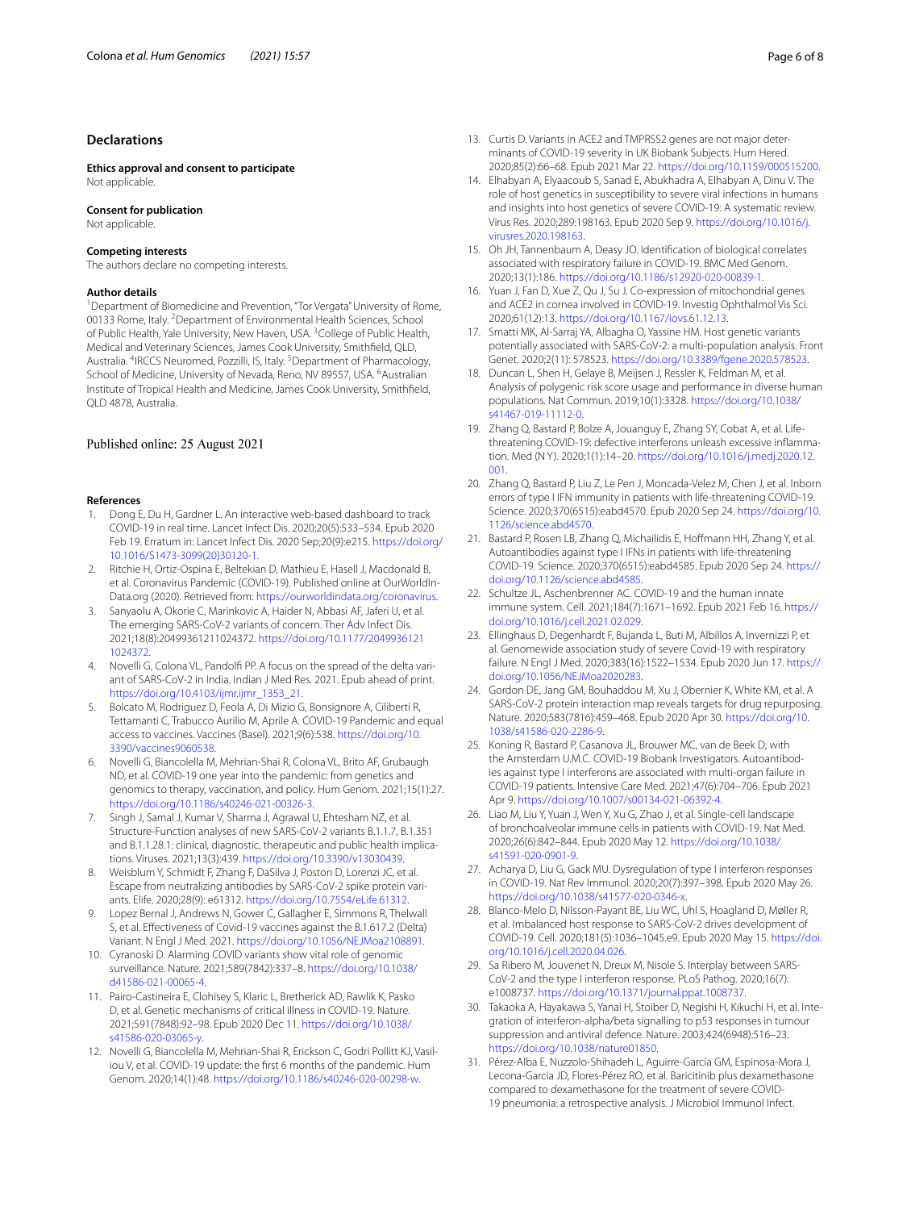## Declarations

### Ethics approval and consent to participate
Not applicable.

### Consent for publication
Not applicable.

### Competing interests
The authors declare no competing interests.

### Author details
[1]Department of Biomedicine and Prevention, "Tor Vergata" University of Rome, 00133 Rome, Italy. [2]Department of Environmental Health Sciences, School of Public Health, Yale University, New Haven, USA. [3]College of Public Health, Medical and Veterinary Sciences, James Cook University, Smithfield, QLD, Australia. [4]IRCCS Neuromed, Pozzilli, IS, Italy. [5]Department of Pharmacology, School of Medicine, University of Nevada, Reno, NV 89557, USA. [6]Australian Institute of Tropical Health and Medicine, James Cook University, Smithfield, QLD 4878, Australia.

Published online: 25 August 2021

### References

1. Dong E, Du H, Gardner L. An interactive web-based dashboard to track COVID-19 in real time. Lancet Infect Dis. 2020;20(5):533–534. Epub 2020 Feb 19. Erratum in: Lancet Infect Dis. 2020 Sep;20(9):e215. https://doi.org/10.1016/S1473-3099(20)30120-1.
2. Ritchie H, Ortiz-Ospina E, Beltekian D, Mathieu E, Hasell J, Macdonald B, et al. Coronavirus Pandemic (COVID-19). Published online at OurWorldInData.org (2020). Retrieved from: https://ourworldindata.org/coronavirus.
3. Sanyaolu A, Okorie C, Marinkovic A, Haider N, Abbasi AF, Jaferi U, et al. The emerging SARS-CoV-2 variants of concern. Ther Adv Infect Dis. 2021;18(8):20499361211024372. https://doi.org/10.1177/20499361211024372.
4. Novelli G, Colona VL, Pandolfi PP. A focus on the spread of the delta variant of SARS-CoV-2 in India. Indian J Med Res. 2021. Epub ahead of print. https://doi.org/10.4103/ijmr.ijmr_1353_21.
5. Bolcato M, Rodriguez D, Feola A, Di Mizio G, Bonsignore A, Ciliberti R, Tettamanti C, Trabucco Aurilio M, Aprile A. COVID-19 Pandemic and equal access to vaccines. Vaccines (Basel). 2021;9(6):538. https://doi.org/10.3390/vaccines9060538.
6. Novelli G, Biancolella M, Mehrian-Shai R, Colona VL, Brito AF, Grubaugh ND, et al. COVID-19 one year into the pandemic: from genetics and genomics to therapy, vaccination, and policy. Hum Genom. 2021;15(1):27. https://doi.org/10.1186/s40246-021-00326-3.
7. Singh J, Samal J, Kumar V, Sharma J, Agrawal U, Ehtesham NZ, et al. Structure-Function analyses of new SARS-CoV-2 variants B.1.1.7, B.1.351 and B.1.1.28.1: clinical, diagnostic, therapeutic and public health implications. Viruses. 2021;13(3):439. https://doi.org/10.3390/v13030439.
8. Weisblum Y, Schmidt F, Zhang F, DaSilva J, Poston D, Lorenzi JC, et al. Escape from neutralizing antibodies by SARS-CoV-2 spike protein variants. Elife. 2020;28(9): e61312. https://doi.org/10.7554/eLife.61312.
9. Lopez Bernal J, Andrews N, Gower C, Gallagher E, Simmons R, Thelwall S, et al. Effectiveness of Covid-19 vaccines against the B.1.617.2 (Delta) Variant. N Engl J Med. 2021. https://doi.org/10.1056/NEJMoa2108891.
10. Cyranoski D. Alarming COVID variants show vital role of genomic surveillance. Nature. 2021;589(7842):337–8. https://doi.org/10.1038/d41586-021-00065-4.
11. Pairo-Castineira E, Clohisey S, Klaric L, Bretherick AD, Rawlik K, Pasko D, et al. Genetic mechanisms of critical illness in COVID-19. Nature. 2021;591(7848):92–98. Epub 2020 Dec 11. https://doi.org/10.1038/s41586-020-03065-y.
12. Novelli G, Biancolella M, Mehrian-Shai R, Erickson C, Godri Pollitt KJ, Vasiliou V, et al. COVID-19 update: the first 6 months of the pandemic. Hum Genom. 2020;14(1):48. https://doi.org/10.1186/s40246-020-00298-w.
13. Curtis D. Variants in ACE2 and TMPRSS2 genes are not major determinants of COVID-19 severity in UK Biobank Subjects. Hum Hered. 2020;85(2):66–68. Epub 2021 Mar 22. https://doi.org/10.1159/000515200.
14. Elhabyan A, Elyaacoub S, Sanad E, Abukhadra A, Elhabyan A, Dinu V. The role of host genetics in susceptibility to severe viral infections in humans and insights into host genetics of severe COVID-19: A systematic review. Virus Res. 2020;289:198163. Epub 2020 Sep 9. https://doi.org/10.1016/j.virusres.2020.198163.
15. Oh JH, Tannenbaum A, Deasy JO. Identification of biological correlates associated with respiratory failure in COVID-19. BMC Med Genom. 2020;13(1):186. https://doi.org/10.1186/s12920-020-00839-1.
16. Yuan J, Fan D, Xue Z, Qu J, Su J. Co-expression of mitochondrial genes and ACE2 in cornea involved in COVID-19. Investig Ophthalmol Vis Sci. 2020;61(12):13. https://doi.org/10.1167/iovs.61.12.13.
17. Smatti MK, Al-Sarraj YA, Albagha O, Yassine HM. Host genetic variants potentially associated with SARS-CoV-2: a multi-population analysis. Front Genet. 2020;2(11): 578523. https://doi.org/10.3389/fgene.2020.578523.
18. Duncan L, Shen H, Gelaye B, Meijsen J, Ressler K, Feldman M, et al. Analysis of polygenic risk score usage and performance in diverse human populations. Nat Commun. 2019;10(1):3328. https://doi.org/10.1038/s41467-019-11112-0.
19. Zhang Q, Bastard P, Bolze A, Jouanguy E, Zhang SY, Cobat A, et al. Life-threatening COVID-19: defective interferons unleash excessive inflammation. Med (N Y). 2020;1(1):14–20. https://doi.org/10.1016/j.medj.2020.12.001.
20. Zhang Q, Bastard P, Liu Z, Le Pen J, Moncada-Velez M, Chen J, et al. Inborn errors of type I IFN immunity in patients with life-threatening COVID-19. Science. 2020;370(6515):eabd4570. Epub 2020 Sep 24. https://doi.org/10.1126/science.abd4570.
21. Bastard P, Rosen LB, Zhang Q, Michailidis E, Hoffmann HH, Zhang Y, et al. Autoantibodies against type I IFNs in patients with life-threatening COVID-19. Science. 2020;370(6515):eabd4585. Epub 2020 Sep 24. https://doi.org/10.1126/science.abd4585.
22. Schultze JL, Aschenbrenner AC. COVID-19 and the human innate immune system. Cell. 2021;184(7):1671–1692. Epub 2021 Feb 16. https://doi.org/10.1016/j.cell.2021.02.029.
23. Ellinghaus D, Degenhardt F, Bujanda L, Buti M, Albillos A, Invernizzi P, et al. Genomewide association study of severe Covid-19 with respiratory failure. N Engl J Med. 2020;383(16):1522–1534. Epub 2020 Jun 17. https://doi.org/10.1056/NEJMoa2020283.
24. Gordon DE, Jang GM, Bouhaddou M, Xu J, Obernier K, White KM, et al. A SARS-CoV-2 protein interaction map reveals targets for drug repurposing. Nature. 2020;583(7816):459–468. Epub 2020 Apr 30. https://doi.org/10.1038/s41586-020-2286-9.
25. Koning R, Bastard P, Casanova JL, Brouwer MC, van de Beek D; with the Amsterdam U.M.C. COVID-19 Biobank Investigators. Autoantibodies against type I interferons are associated with multi-organ failure in COVID-19 patients. Intensive Care Med. 2021;47(6):704–706. Epub 2021 Apr 9. https://doi.org/10.1007/s00134-021-06392-4.
26. Liao M, Liu Y, Yuan J, Wen Y, Xu G, Zhao J, et al. Single-cell landscape of bronchoalveolar immune cells in patients with COVID-19. Nat Med. 2020;26(6):842–844. Epub 2020 May 12. https://doi.org/10.1038/s41591-020-0901-9.
27. Acharya D, Liu G, Gack MU. Dysregulation of type I interferon responses in COVID-19. Nat Rev Immunol. 2020;20(7):397–398. Epub 2020 May 26. https://doi.org/10.1038/s41577-020-0346-x.
28. Blanco-Melo D, Nilsson-Payant BE, Liu WC, Uhl S, Hoagland D, Møller R, et al. Imbalanced host response to SARS-CoV-2 drives development of COVID-19. Cell. 2020;181(5):1036–1045.e9. Epub 2020 May 15. https://doi.org/10.1016/j.cell.2020.04.026.
29. Sa Ribero M, Jouvenet N, Dreux M, Nisole S. Interplay between SARS-CoV-2 and the type I interferon response. PLoS Pathog. 2020;16(7): e1008737. https://doi.org/10.1371/journal.ppat.1008737.
30. Takaoka A, Hayakawa S, Yanai H, Stoiber D, Negishi H, Kikuchi H, et al. Integration of interferon-alpha/beta signalling to p53 responses in tumour suppression and antiviral defence. Nature. 2003;424(6948):516–23. https://doi.org/10.1038/nature01850.
31. Pérez-Alba E, Nuzzolo-Shihadeh L, Aguirre-García GM, Espinosa-Mora J, Lecona-Garcia JD, Flores-Pérez RO, et al. Baricitinib plus dexamethasone compared to dexamethasone for the treatment of severe COVID-19 pneumonia: a retrospective analysis. J Microbiol Immunol Infect.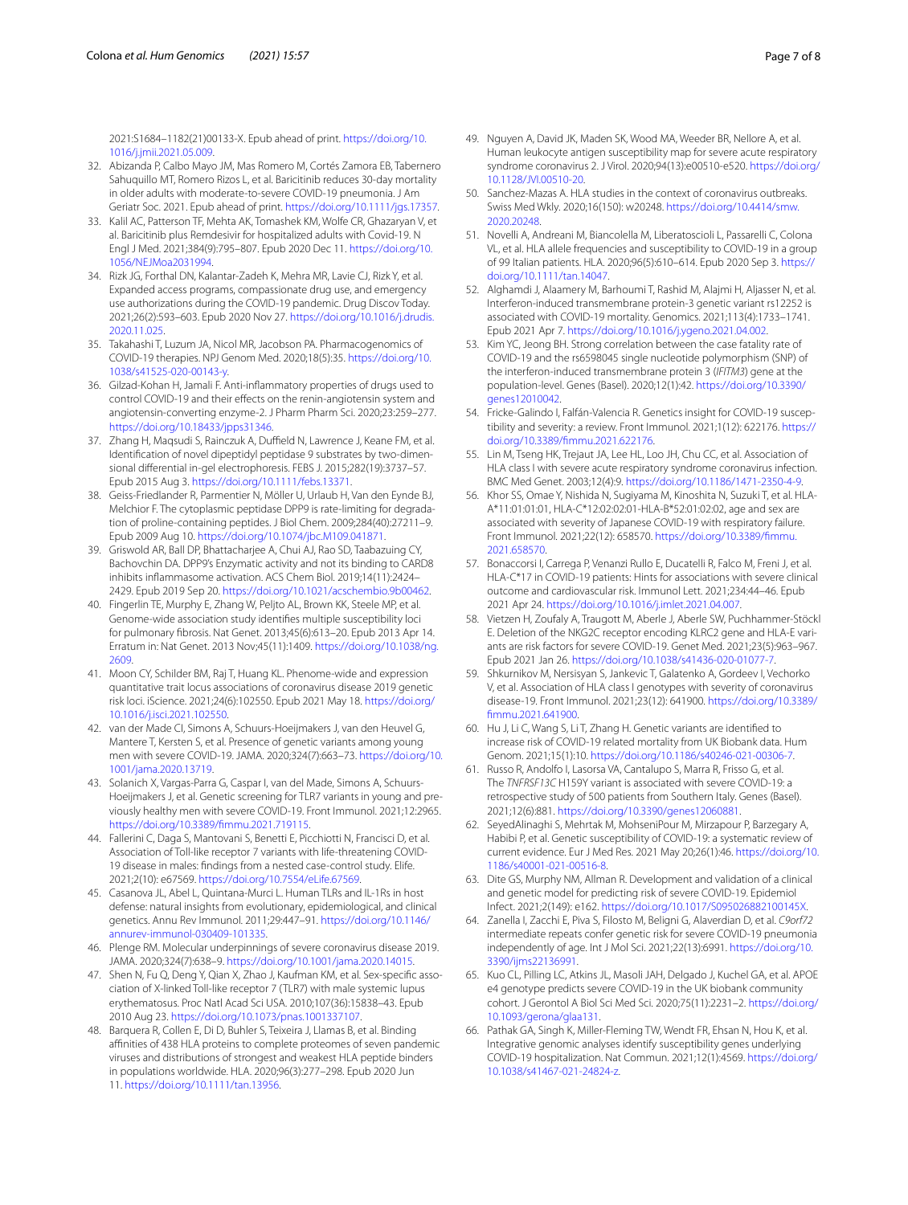2021:S1684–1182(21)00133-X. Epub ahead of print. https://doi.org/10.1016/j.jmii.2021.05.009.

32. Abizanda P, Calbo Mayo JM, Mas Romero M, Cortés Zamora EB, Tabernero Sahuquillo MT, Romero Rizos L, et al. Baricitinib reduces 30-day mortality in older adults with moderate-to-severe COVID-19 pneumonia. J Am Geriatr Soc. 2021. Epub ahead of print. https://doi.org/10.1111/jgs.17357.
33. Kalil AC, Patterson TF, Mehta AK, Tomashek KM, Wolfe CR, Ghazaryan V, et al. Baricitinib plus Remdesivir for hospitalized adults with Covid-19. N Engl J Med. 2021;384(9):795–807. Epub 2020 Dec 11. https://doi.org/10.1056/NEJMoa2031994.
34. Rizk JG, Forthal DN, Kalantar-Zadeh K, Mehra MR, Lavie CJ, Rizk Y, et al. Expanded access programs, compassionate drug use, and emergency use authorizations during the COVID-19 pandemic. Drug Discov Today. 2021;26(2):593–603. Epub 2020 Nov 27. https://doi.org/10.1016/j.drudis.2020.11.025.
35. Takahashi T, Luzum JA, Nicol MR, Jacobson PA. Pharmacogenomics of COVID-19 therapies. NPJ Genom Med. 2020;18(5):35. https://doi.org/10.1038/s41525-020-00143-y.
36. Gilzad-Kohan H, Jamali F. Anti-inflammatory properties of drugs used to control COVID-19 and their effects on the renin-angiotensin system and angiotensin-converting enzyme-2. J Pharm Pharm Sci. 2020;23:259–277. https://doi.org/10.18433/jpps31346.
37. Zhang H, Maqsudi S, Rainczuk A, Duffield N, Lawrence J, Keane FM, et al. Identification of novel dipeptidyl peptidase 9 substrates by two-dimensional differential in-gel electrophoresis. FEBS J. 2015;282(19):3737–57. Epub 2015 Aug 3. https://doi.org/10.1111/febs.13371.
38. Geiss-Friedlander R, Parmentier N, Möller U, Urlaub H, Van den Eynde BJ, Melchior F. The cytoplasmic peptidase DPP9 is rate-limiting for degradation of proline-containing peptides. J Biol Chem. 2009;284(40):27211–9. Epub 2009 Aug 10. https://doi.org/10.1074/jbc.M109.041871.
39. Griswold AR, Ball DP, Bhattacharjee A, Chui AJ, Rao SD, Taabazuing CY, Bachovchin DA. DPP9's Enzymatic activity and not its binding to CARD8 inhibits inflammasome activation. ACS Chem Biol. 2019;14(11):2424–2429. Epub 2019 Sep 20. https://doi.org/10.1021/acschembio.9b00462.
40. Fingerlin TE, Murphy E, Zhang W, Peljto AL, Brown KK, Steele MP, et al. Genome-wide association study identifies multiple susceptibility loci for pulmonary fibrosis. Nat Genet. 2013;45(6):613–20. Epub 2013 Apr 14. Erratum in: Nat Genet. 2013 Nov;45(11):1409. https://doi.org/10.1038/ng.2609.
41. Moon CY, Schilder BM, Raj T, Huang KL. Phenome-wide and expression quantitative trait locus associations of coronavirus disease 2019 genetic risk loci. iScience. 2021;24(6):102550. Epub 2021 May 18. https://doi.org/10.1016/j.isci.2021.102550.
42. van der Made CI, Simons A, Schuurs-Hoeijmakers J, van den Heuvel G, Mantere T, Kersten S, et al. Presence of genetic variants among young men with severe COVID-19. JAMA. 2020;324(7):663–73. https://doi.org/10.1001/jama.2020.13719.
43. Solanich X, Vargas-Parra G, Caspar I, van del Made, Simons A, Schuurs-Hoeijmakers J, et al. Genetic screening for TLR7 variants in young and previously healthy men with severe COVID-19. Front Immunol. 2021;12:2965. https://doi.org/10.3389/fimmu.2021.719115.
44. Fallerini C, Daga S, Mantovani S, Benetti E, Picchiotti N, Francisci D, et al. Association of Toll-like receptor 7 variants with life-threatening COVID-19 disease in males: findings from a nested case-control study. Elife. 2021;2(10): e67569. https://doi.org/10.7554/eLife.67569.
45. Casanova JL, Abel L, Quintana-Murci L. Human TLRs and IL-1Rs in host defense: natural insights from evolutionary, epidemiological, and clinical genetics. Annu Rev Immunol. 2011;29:447–91. https://doi.org/10.1146/annurev-immunol-030409-101335.
46. Plenge RM. Molecular underpinnings of severe coronavirus disease 2019. JAMA. 2020;324(7):638–9. https://doi.org/10.1001/jama.2020.14015.
47. Shen N, Fu Q, Deng Y, Qian X, Zhao J, Kaufman KM, et al. Sex-specific association of X-linked Toll-like receptor 7 (TLR7) with male systemic lupus erythematosus. Proc Natl Acad Sci USA. 2010;107(36):15838–43. Epub 2010 Aug 23. https://doi.org/10.1073/pnas.1001337107.
48. Barquera R, Collen E, Di D, Buhler S, Teixeira J, Llamas B, et al. Binding affinities of 438 HLA proteins to complete proteomes of seven pandemic viruses and distributions of strongest and weakest HLA peptide binders in populations worldwide. HLA. 2020;96(3):277–298. Epub 2020 Jun 11. https://doi.org/10.1111/tan.13956.
49. Nguyen A, David JK, Maden SK, Wood MA, Weeder BR, Nellore A, et al. Human leukocyte antigen susceptibility map for severe acute respiratory syndrome coronavirus 2. J Virol. 2020;94(13):e00510-e520. https://doi.org/10.1128/JVI.00510-20.
50. Sanchez-Mazas A. HLA studies in the context of coronavirus outbreaks. Swiss Med Wkly. 2020;16(150): w20248. https://doi.org/10.4414/smw.2020.20248.
51. Novelli A, Andreani M, Biancolella M, Liberatoscioli L, Passarelli C, Colona VL, et al. HLA allele frequencies and susceptibility to COVID-19 in a group of 99 Italian patients. HLA. 2020;96(5):610–614. Epub 2020 Sep 3. https://doi.org/10.1111/tan.14047.
52. Alghamdi J, Alaamery M, Barhoumi T, Rashid M, Alajmi H, Aljasser N, et al. Interferon-induced transmembrane protein-3 genetic variant rs12252 is associated with COVID-19 mortality. Genomics. 2021;113(4):1733–1741. Epub 2021 Apr 7. https://doi.org/10.1016/j.ygeno.2021.04.002.
53. Kim YC, Jeong BH. Strong correlation between the case fatality rate of COVID-19 and the rs6598045 single nucleotide polymorphism (SNP) of the interferon-induced transmembrane protein 3 (*IFITM3*) gene at the population-level. Genes (Basel). 2020;12(1):42. https://doi.org/10.3390/genes12010042.
54. Fricke-Galindo I, Falfán-Valencia R. Genetics insight for COVID-19 susceptibility and severity: a review. Front Immunol. 2021;1(12): 622176. https://doi.org/10.3389/fimmu.2021.622176.
55. Lin M, Tseng HK, Trejaut JA, Lee HL, Loo JH, Chu CC, et al. Association of HLA class I with severe acute respiratory syndrome coronavirus infection. BMC Med Genet. 2003;12(4):9. https://doi.org/10.1186/1471-2350-4-9.
56. Khor SS, Omae Y, Nishida N, Sugiyama M, Kinoshita N, Suzuki T, et al. HLA-A*11:01:01:01, HLA-C*12:02:02:01-HLA-B*52:01:02:02, age and sex are associated with severity of Japanese COVID-19 with respiratory failure. Front Immunol. 2021;22(12): 658570. https://doi.org/10.3389/fimmu.2021.658570.
57. Bonaccorsi I, Carrega P, Venanzi Rullo E, Ducatelli R, Falco M, Freni J, et al. HLA-C*17 in COVID-19 patients: Hints for associations with severe clinical outcome and cardiovascular risk. Immunol Lett. 2021;234:44–46. Epub 2021 Apr 24. https://doi.org/10.1016/j.imlet.2021.04.007.
58. Vietzen H, Zoufaly A, Traugott M, Aberle J, Aberle SW, Puchhammer-Stöckl E. Deletion of the NKG2C receptor encoding KLRC2 gene and HLA-E variants are risk factors for severe COVID-19. Genet Med. 2021;23(5):963–967. Epub 2021 Jan 26. https://doi.org/10.1038/s41436-020-01077-7.
59. Shkurnikov M, Nersisyan S, Jankevic T, Galatenko A, Gordeev I, Vechorko V, et al. Association of HLA class I genotypes with severity of coronavirus disease-19. Front Immunol. 2021;23(12): 641900. https://doi.org/10.3389/fimmu.2021.641900.
60. Hu J, Li C, Wang S, Li T, Zhang H. Genetic variants are identified to increase risk of COVID-19 related mortality from UK Biobank data. Hum Genom. 2021;15(1):10. https://doi.org/10.1186/s40246-021-00306-7.
61. Russo R, Andolfo I, Lasorsa VA, Cantalupo S, Marra R, Frisso G, et al. The *TNFRSF13C* H159Y variant is associated with severe COVID-19: a retrospective study of 500 patients from Southern Italy. Genes (Basel). 2021;12(6):881. https://doi.org/10.3390/genes12060881.
62. SeyedAlinaghi S, Mehrtak M, MohseniPour M, Mirzapour P, Barzegary A, Habibi P, et al. Genetic susceptibility of COVID-19: a systematic review of current evidence. Eur J Med Res. 2021 May 20;26(1):46. https://doi.org/10.1186/s40001-021-00516-8.
63. Dite GS, Murphy NM, Allman R. Development and validation of a clinical and genetic model for predicting risk of severe COVID-19. Epidemiol Infect. 2021;2(149): e162. https://doi.org/10.1017/S095026882100145X.
64. Zanella I, Zacchi E, Piva S, Filosto M, Beligni G, Alaverdian D, et al. *C9orf72* intermediate repeats confer genetic risk for severe COVID-19 pneumonia independently of age. Int J Mol Sci. 2021;22(13):6991. https://doi.org/10.3390/ijms22136991.
65. Kuo CL, Pilling LC, Atkins JL, Masoli JAH, Delgado J, Kuchel GA, et al. APOE e4 genotype predicts severe COVID-19 in the UK biobank community cohort. J Gerontol A Biol Sci Med Sci. 2020;75(11):2231–2. https://doi.org/10.1093/gerona/glaa131.
66. Pathak GA, Singh K, Miller-Fleming TW, Wendt FR, Ehsan N, Hou K, et al. Integrative genomic analyses identify susceptibility genes underlying COVID-19 hospitalization. Nat Commun. 2021;12(1):4569. https://doi.org/10.1038/s41467-021-24824-z.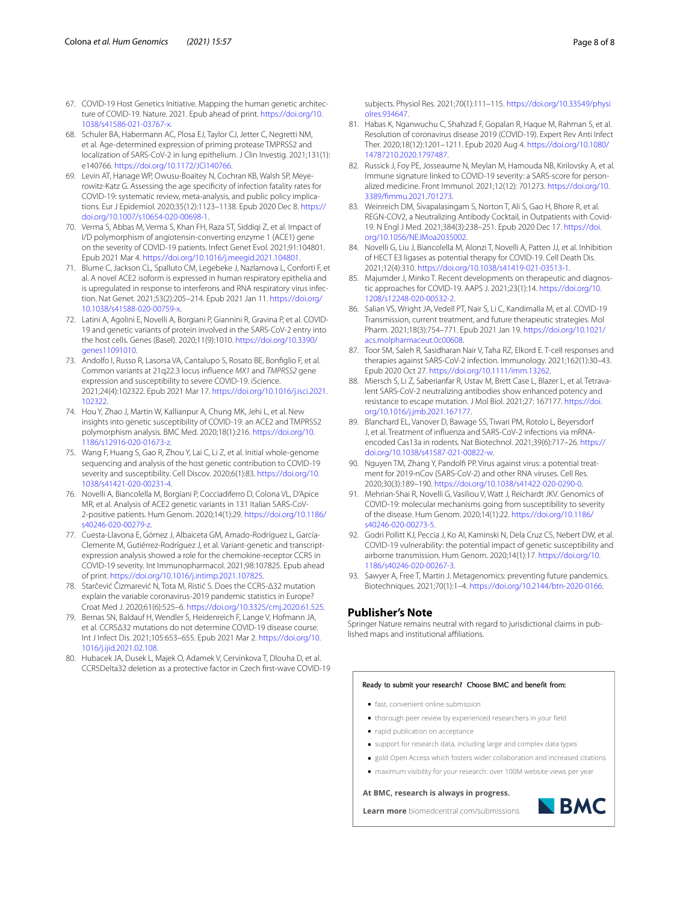67. COVID-19 Host Genetics Initiative. Mapping the human genetic architecture of COVID-19. Nature. 2021. Epub ahead of print. https://doi.org/10.1038/s41586-021-03767-x.
68. Schuler BA, Habermann AC, Plosa EJ, Taylor CJ, Jetter C, Negretti NM, et al. Age-determined expression of priming protease TMPRSS2 and localization of SARS-CoV-2 in lung epithelium. J Clin Investig. 2021;131(1):e140766. https://doi.org/10.1172/JCI140766.
69. Levin AT, Hanage WP, Owusu-Boaitey N, Cochran KB, Walsh SP, Meyerowitz-Katz G. Assessing the age specificity of infection fatality rates for COVID-19: systematic review, meta-analysis, and public policy implications. Eur J Epidemiol. 2020;35(12):1123–1138. Epub 2020 Dec 8. https://doi.org/10.1007/s10654-020-00698-1.
70. Verma S, Abbas M, Verma S, Khan FH, Raza ST, Siddiqi Z, et al. Impact of I/D polymorphism of angiotensin-converting enzyme 1 (ACE1) gene on the severity of COVID-19 patients. Infect Genet Evol. 2021;91:104801. Epub 2021 Mar 4. https://doi.org/10.1016/j.meegid.2021.104801.
71. Blume C, Jackson CL, Spalluto CM, Legebeke J, Nazlamova L, Conforti F, et al. A novel ACE2 isoform is expressed in human respiratory epithelia and is upregulated in response to interferons and RNA respiratory virus infection. Nat Genet. 2021;53(2):205–214. Epub 2021 Jan 11. https://doi.org/10.1038/s41588-020-00759-x.
72. Latini A, Agolini E, Novelli A, Borgiani P, Giannini R, Gravina P, et al. COVID-19 and genetic variants of protein involved in the SARS-CoV-2 entry into the host cells. Genes (Basel). 2020;11(9):1010. https://doi.org/10.3390/genes11091010.
73. Andolfo I, Russo R, Lasorsa VA, Cantalupo S, Rosato BE, Bonfiglio F, et al. Common variants at 21q22.3 locus influence *MX1* and *TMPRSS2* gene expression and susceptibility to severe COVID-19. iScience. 2021;24(4):102322. Epub 2021 Mar 17. https://doi.org/10.1016/j.isci.2021.102322.
74. Hou Y, Zhao J, Martin W, Kallianpur A, Chung MK, Jehi L, et al. New insights into genetic susceptibility of COVID-19: an ACE2 and TMPRSS2 polymorphism analysis. BMC Med. 2020;18(1):216. https://doi.org/10.1186/s12916-020-01673-z.
75. Wang F, Huang S, Gao R, Zhou Y, Lai C, Li Z, et al. Initial whole-genome sequencing and analysis of the host genetic contribution to COVID-19 severity and susceptibility. Cell Discov. 2020;6(1):83. https://doi.org/10.1038/s41421-020-00231-4.
76. Novelli A, Biancolella M, Borgiani P, Cocciadiferro D, Colona VL, D'Apice MR, et al. Analysis of ACE2 genetic variants in 131 Italian SARS-CoV-2-positive patients. Hum Genom. 2020;14(1):29. https://doi.org/10.1186/s40246-020-00279-z.
77. Cuesta-Llavona E, Gómez J, Albaiceta GM, Amado-Rodríguez L, García-Clemente M, Gutiérrez-Rodríguez J, et al. Variant-genetic and transcript-expression analysis showed a role for the chemokine-receptor CCR5 in COVID-19 severity. Int Immunopharmacol. 2021;98:107825. Epub ahead of print. https://doi.org/10.1016/j.intimp.2021.107825.
78. Starčević Čizmarević N, Tota M, Ristić S. Does the CCR5-Δ32 mutation explain the variable coronavirus-2019 pandemic statistics in Europe? Croat Med J. 2020;61(6):525–6. https://doi.org/10.3325/cmj.2020.61.525.
79. Bernas SN, Baldauf H, Wendler S, Heidenreich F, Lange V, Hofmann JA, et al. CCR5Δ32 mutations do not determine COVID-19 disease course. Int J Infect Dis. 2021;105:653–655. Epub 2021 Mar 2. https://doi.org/10.1016/j.ijid.2021.02.108.
80. Hubacek JA, Dusek L, Majek O, Adamek V, Cervinkova T, Dlouha D, et al. CCR5Delta32 deletion as a protective factor in Czech first-wave COVID-19 subjects. Physiol Res. 2021;70(1):111–115. https://doi.org/10.33549/physiolres.934647.
81. Habas K, Nganwuchu C, Shahzad F, Gopalan R, Haque M, Rahman S, et al. Resolution of coronavirus disease 2019 (COVID-19). Expert Rev Anti Infect Ther. 2020;18(12):1201–1211. Epub 2020 Aug 4. https://doi.org/10.1080/14787210.2020.1797487.
82. Russick J, Foy PE, Josseaume N, Meylan M, Hamouda NB, Kirilovsky A, et al. Immune signature linked to COVID-19 severity: a SARS-score for personalized medicine. Front Immunol. 2021;12(12): 701273. https://doi.org/10.3389/fimmu.2021.701273.
83. Weinreich DM, Sivapalasingam S, Norton T, Ali S, Gao H, Bhore R, et al. REGN-COV2, a Neutralizing Antibody Cocktail, in Outpatients with Covid-19. N Engl J Med. 2021;384(3):238–251. Epub 2020 Dec 17. https://doi.org/10.1056/NEJMoa2035002.
84. Novelli G, Liu J, Biancolella M, Alonzi T, Novelli A, Patten JJ, et al. Inhibition of HECT E3 ligases as potential therapy for COVID-19. Cell Death Dis. 2021;12(4):310. https://doi.org/10.1038/s41419-021-03513-1.
85. Majumder J, Minko T. Recent developments on therapeutic and diagnostic approaches for COVID-19. AAPS J. 2021;23(1):14. https://doi.org/10.1208/s12248-020-00532-2.
86. Salian VS, Wright JA, Vedell PT, Nair S, Li C, Kandimalla M, et al. COVID-19 Transmission, current treatment, and future therapeutic strategies. Mol Pharm. 2021;18(3):754–771. Epub 2021 Jan 19. https://doi.org/10.1021/acs.molpharmaceut.0c00608.
87. Toor SM, Saleh R, Sasidharan Nair V, Taha RZ, Elkord E. T-cell responses and therapies against SARS-CoV-2 infection. Immunology. 2021;162(1):30–43. Epub 2020 Oct 27. https://doi.org/10.1111/imm.13262.
88. Miersch S, Li Z, Saberianfar R, Ustav M, Brett Case L, Blazer L, et al. Tetravalent SARS-CoV-2 neutralizing antibodies show enhanced potency and resistance to escape mutation. J Mol Biol. 2021;27: 167177. https://doi.org/10.1016/j.jmb.2021.167177.
89. Blanchard EL, Vanover D, Bawage SS, Tiwari PM, Rotolo L, Beyersdorf J, et al. Treatment of influenza and SARS-CoV-2 infections via mRNA-encoded Cas13a in rodents. Nat Biotechnol. 2021;39(6):717–26. https://doi.org/10.1038/s41587-021-00822-w.
90. Nguyen TM, Zhang Y, Pandolfi PP. Virus against virus: a potential treatment for 2019-nCov (SARS-CoV-2) and other RNA viruses. Cell Res. 2020;30(3):189–190. https://doi.org/10.1038/s41422-020-0290-0.
91. Mehrian-Shai R, Novelli G, Vasiliou V, Watt J, Reichardt JKV. Genomics of COVID-19: molecular mechanisms going from susceptibility to severity of the disease. Hum Genom. 2020;14(1):22. https://doi.org/10.1186/s40246-020-00273-5.
92. Godri Pollitt KJ, Peccia J, Ko AI, Kaminski N, Dela Cruz CS, Nebert DW, et al. COVID-19 vulnerability: the potential impact of genetic susceptibility and airborne transmission. Hum Genom. 2020;14(1):17. https://doi.org/10.1186/s40246-020-00267-3.
93. Sawyer A, Free T, Martin J. Metagenomics: preventing future pandemics. Biotechniques. 2021;70(1):1–4. https://doi.org/10.2144/btn-2020-0166.

## Publisher's Note

Springer Nature remains neutral with regard to jurisdictional claims in published maps and institutional affiliations.

Ready to submit your research? Choose BMC and benefit from:

- fast, convenient online submission
- thorough peer review by experienced researchers in your field
- rapid publication on acceptance
- support for research data, including large and complex data types
- gold Open Access which fosters wider collaboration and increased citations
- maximum visibility for your research: over 100M website views per year

**At BMC, research is always in progress.**

**Learn more** biomedcentral.com/submissions

BMC